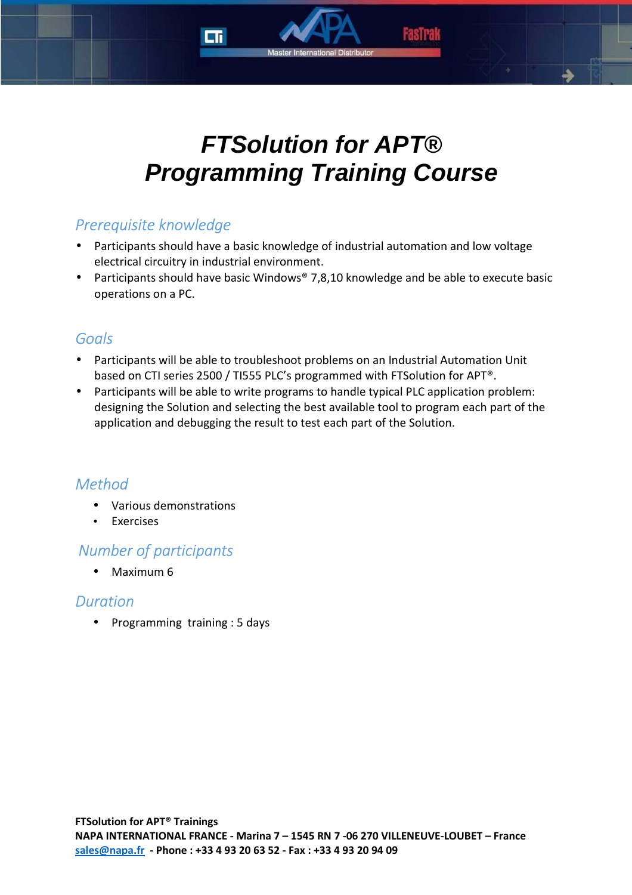# *FTSolution for APT®*
# *Programming Training Course*

## *Prerequisite knowledge*

- Participants should have a basic knowledge of industrial automation and low voltage electrical circuitry in industrial environment.
- Participants should have basic Windows® 7,8,10 knowledge and be able to execute basic operations on a PC.

## *Goals*

- Participants will be able to troubleshoot problems on an Industrial Automation Unit based on CTI series 2500 / TI555 PLC's programmed with FTSolution for APT®.
- Participants will be able to write programs to handle typical PLC application problem: designing the Solution and selecting the best available tool to program each part of the application and debugging the result to test each part of the Solution.

## *Method*

- Various demonstrations
- Exercises

## *Number of participants*

- Maximum 6

## *Duration*

- Programming training : 5 days

**FTSolution for APT® Trainings**
**NAPA INTERNATIONAL FRANCE - Marina 7 – 1545 RN 7 -06 270 VILLENEUVE-LOUBET – France**
sales@napa.fr **- Phone : +33 4 93 20 63 52 - Fax : +33 4 93 20 94 09**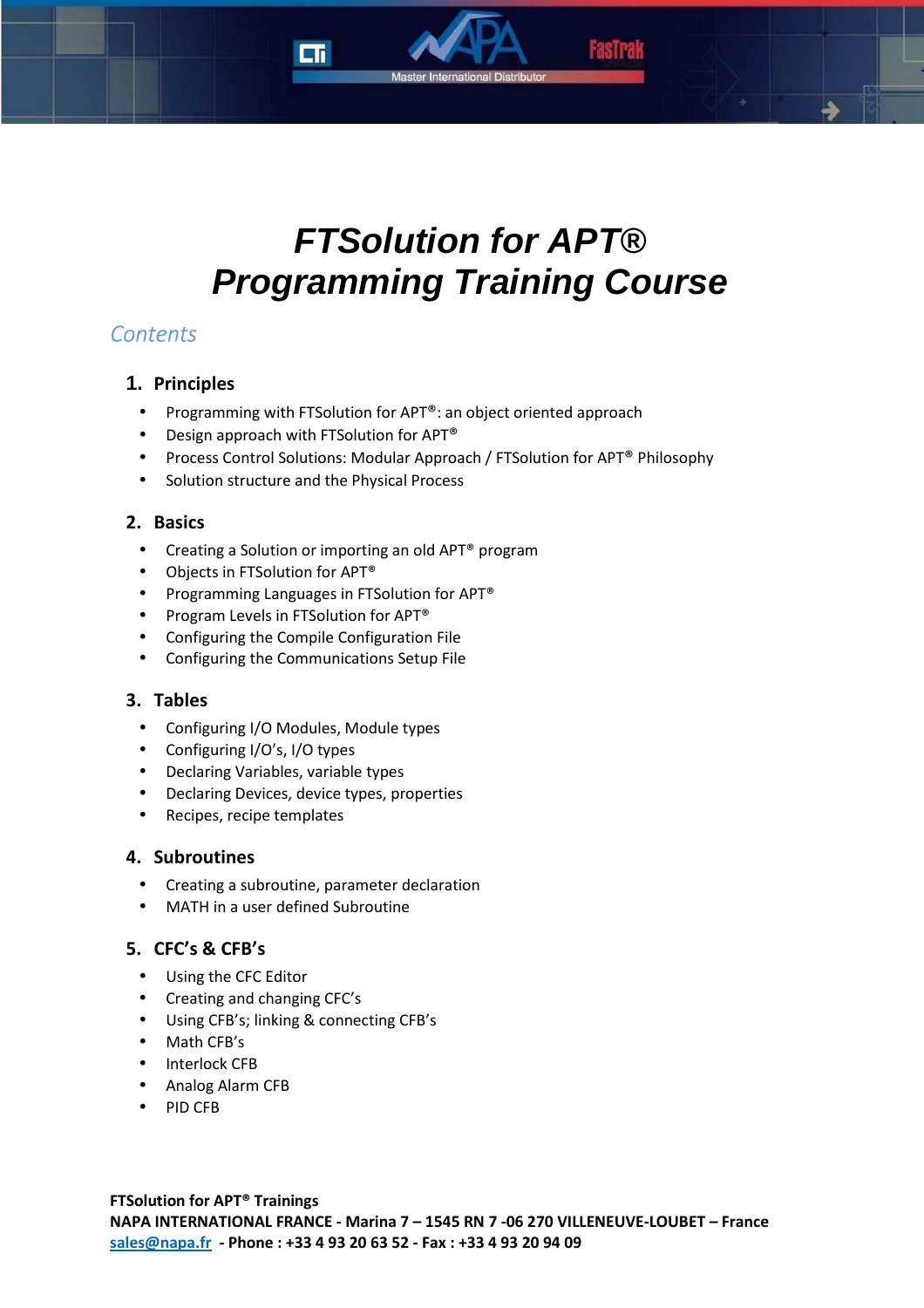# *FTSolution for APT®*
# *Programming Training Course*

## *Contents*

### 1. Principles

- Programming with FTSolution for APT®: an object oriented approach
- Design approach with FTSolution for APT®
- Process Control Solutions: Modular Approach / FTSolution for APT® Philosophy
- Solution structure and the Physical Process

### 2. Basics

- Creating a Solution or importing an old APT® program
- Objects in FTSolution for APT®
- Programming Languages in FTSolution for APT®
- Program Levels in FTSolution for APT®
- Configuring the Compile Configuration File
- Configuring the Communications Setup File

### 3. Tables

- Configuring I/O Modules, Module types
- Configuring I/O's, I/O types
- Declaring Variables, variable types
- Declaring Devices, device types, properties
- Recipes, recipe templates

### 4. Subroutines

- Creating a subroutine, parameter declaration
- MATH in a user defined Subroutine

### 5. CFC's & CFB's

- Using the CFC Editor
- Creating and changing CFC's
- Using CFB's; linking & connecting CFB's
- Math CFB's
- Interlock CFB
- Analog Alarm CFB
- PID CFB

**FTSolution for APT® Trainings**
**NAPA INTERNATIONAL FRANCE - Marina 7 – 1545 RN 7 -06 270 VILLENEUVE-LOUBET – France**
sales@napa.fr **- Phone : +33 4 93 20 63 52 - Fax : +33 4 93 20 94 09**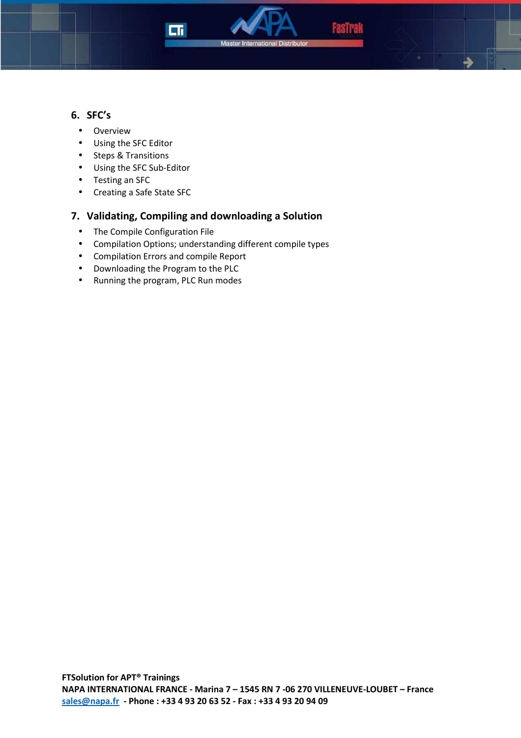## 6. SFC's

- Overview
- Using the SFC Editor
- Steps & Transitions
- Using the SFC Sub-Editor
- Testing an SFC
- Creating a Safe State SFC

## 7. Validating, Compiling and downloading a Solution

- The Compile Configuration File
- Compilation Options; understanding different compile types
- Compilation Errors and compile Report
- Downloading the Program to the PLC
- Running the program, PLC Run modes